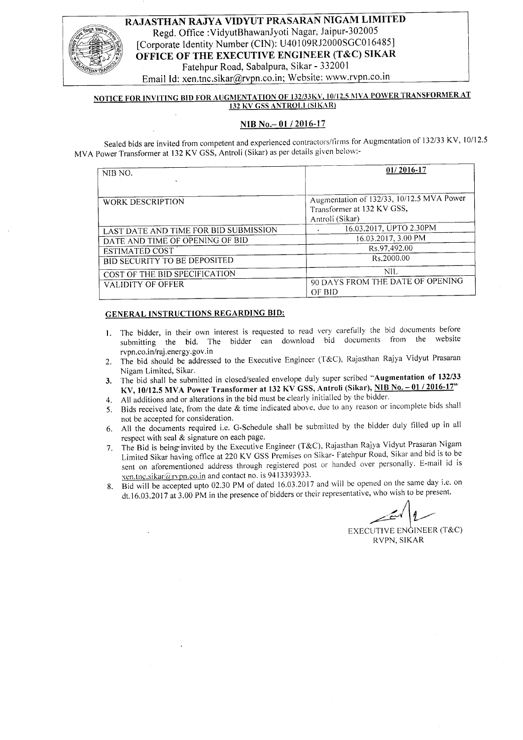# RAJASTHAN RAJYA VIDYUT PRASARAN NIGAM LIMITED

Regd. Office :VidyutBhawanJyoti Nagar, Jaipur-302005
[Corporate Identity Number (CIN): U40109RJ2000SGC016485]

## OFFICE OF THE EXECUTIVE ENGINEER (T&C) SIKAR

Fatehpur Road, Sabalpura, Sikar - 332001
Email Id: xen.tnc.sikar@rvpn.co.in; Website: www.rvpn.co.in

**NOTICE FOR INVITING BID FOR AUGMENTATION OF 132/33KV, 10/12.5 MVA POWER TRANSFORMER AT 132 KV GSS ANTROLI (SIKAR)**

**NIB No.– 01 / 2016-17**

Sealed bids are invited from competent and experienced contractors/firms for Augmentation of 132/33 KV, 10/12.5 MVA Power Transformer at 132 KV GSS, Antroli (Sikar) as per details given below:-

| NIB NO. | **01/ 2016-17** |
|---|---|
| WORK DESCRIPTION | Augmentation of 132/33, 10/12.5 MVA Power Transformer at 132 KV GSS, Antroli (Sikar) |
| LAST DATE AND TIME FOR BID SUBMISSION | 16.03.2017, UPTO 2.30PM |
| DATE AND TIME OF OPENING OF BID | 16.03.2017, 3.00 PM |
| ESTIMATED COST | Rs.97,492.00 |
| BID SECURITY TO BE DEPOSITED | Rs.2000.00 |
| COST OF THE BID SPECIFICATION | NIL |
| VALIDITY OF OFFER | 90 DAYS FROM THE DATE OF OPENING OF BID |

**GENERAL INSTRUCTIONS REGARDING BID:**

1. The bidder, in their own interest is requested to read very carefully the bid documents before submitting the bid. The bidder can download bid documents from the website rvpn.co.in/raj.energy.gov.in
2. The bid should be addressed to the Executive Engineer (T&C), Rajasthan Rajya Vidyut Prasaran Nigam Limited, Sikar.
3. The bid shall be submitted in closed/sealed envelope duly super scribed "**Augmentation of 132/33 KV, 10/12.5 MVA Power Transformer at 132 KV GSS, Antroli (Sikar), NIB No. – 01 / 2016-17**"
4. All additions and or alterations in the bid must be clearly initialled by the bidder.
5. Bids received late, from the date & time indicated above, due to any reason or incomplete bids shall not be accepted for consideration.
6. All the documents required i.e. G-Schedule shall be submitted by the bidder duly filled up in all respect with seal & signature on each page.
7. The Bid is being invited by the Executive Engineer (T&C), Rajasthan Rajya Vidyut Prasaran Nigam Limited Sikar having office at 220 KV GSS Premises on Sikar- Fatehpur Road, Sikar and bid is to be sent on aforementioned address through registered post or handed over personally. E-mail id is xen.tnc.sikar@rvpn.co.in and contact no. is 9413393933.
8. Bid will be accepted upto 02.30 PM of dated 16.03.2017 and will be opened on the same day i.e. on dt.16.03.2017 at 3.00 PM in the presence of bidders or their representative, who wish to be present.

EXECUTIVE ENGINEER (T&C)
RVPN, SIKAR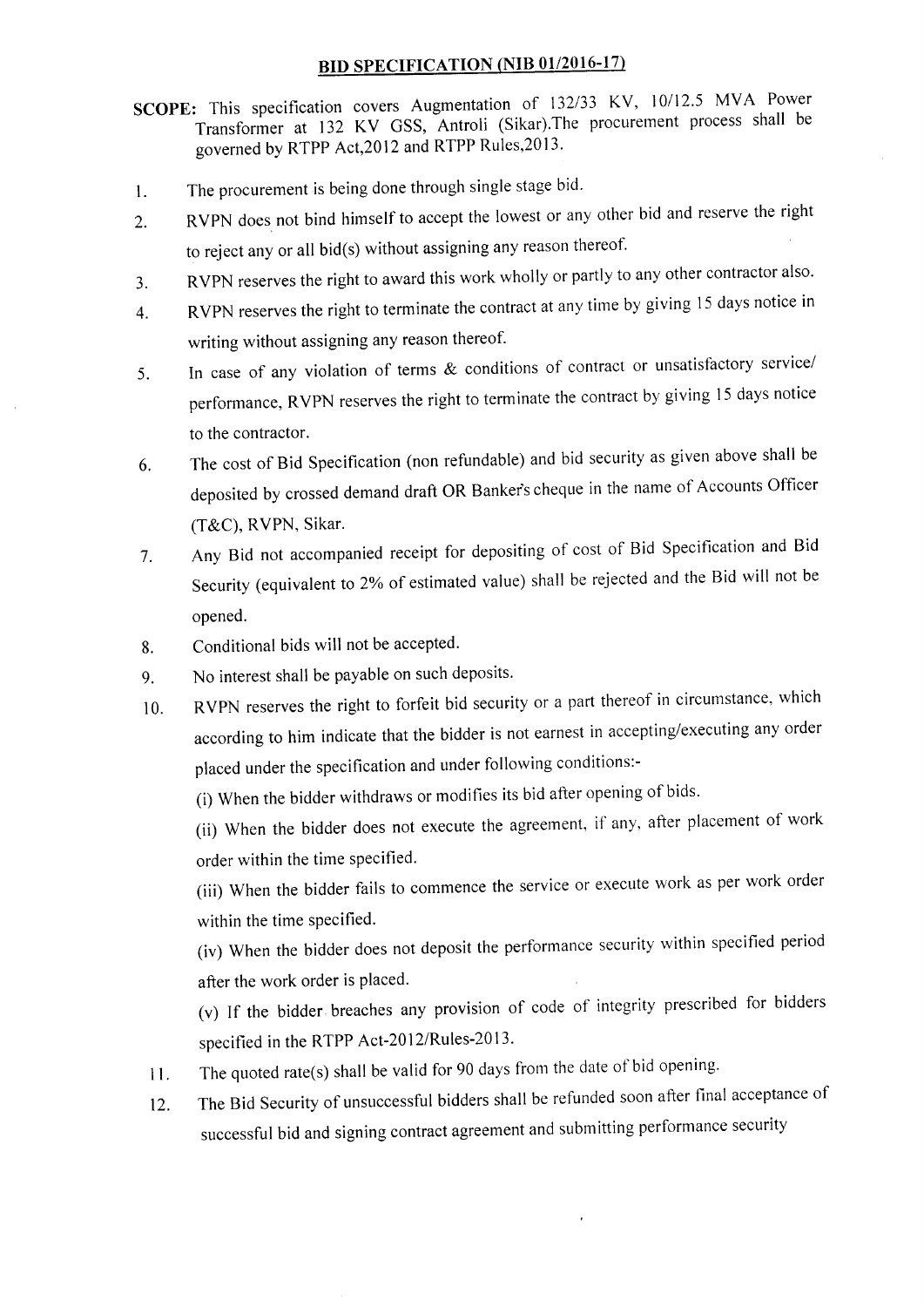## BID SPECIFICATION (NIB 01/2016-17)

**SCOPE:** This specification covers Augmentation of 132/33 KV, 10/12.5 MVA Power Transformer at 132 KV GSS, Antroli (Sikar).The procurement process shall be governed by RTPP Act,2012 and RTPP Rules,2013.

1. The procurement is being done through single stage bid.
2. RVPN does not bind himself to accept the lowest or any other bid and reserve the right to reject any or all bid(s) without assigning any reason thereof.
3. RVPN reserves the right to award this work wholly or partly to any other contractor also.
4. RVPN reserves the right to terminate the contract at any time by giving 15 days notice in writing without assigning any reason thereof.
5. In case of any violation of terms & conditions of contract or unsatisfactory service/ performance, RVPN reserves the right to terminate the contract by giving 15 days notice to the contractor.
6. The cost of Bid Specification (non refundable) and bid security as given above shall be deposited by crossed demand draft OR Banker's cheque in the name of Accounts Officer (T&C), RVPN, Sikar.
7. Any Bid not accompanied receipt for depositing of cost of Bid Specification and Bid Security (equivalent to 2% of estimated value) shall be rejected and the Bid will not be opened.
8. Conditional bids will not be accepted.
9. No interest shall be payable on such deposits.
10. RVPN reserves the right to forfeit bid security or a part thereof in circumstance, which according to him indicate that the bidder is not earnest in accepting/executing any order placed under the specification and under following conditions:-

    (i) When the bidder withdraws or modifies its bid after opening of bids.

    (ii) When the bidder does not execute the agreement, if any, after placement of work order within the time specified.

    (iii) When the bidder fails to commence the service or execute work as per work order within the time specified.

    (iv) When the bidder does not deposit the performance security within specified period after the work order is placed.

    (v) If the bidder breaches any provision of code of integrity prescribed for bidders specified in the RTPP Act-2012/Rules-2013.
11. The quoted rate(s) shall be valid for 90 days from the date of bid opening.
12. The Bid Security of unsuccessful bidders shall be refunded soon after final acceptance of successful bid and signing contract agreement and submitting performance security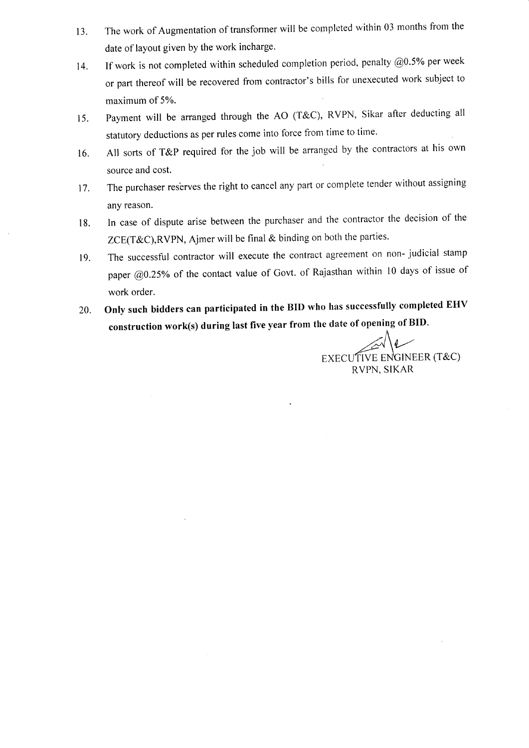13. The work of Augmentation of transformer will be completed within 03 months from the date of layout given by the work incharge.
14. If work is not completed within scheduled completion period, penalty @0.5% per week or part thereof will be recovered from contractor's bills for unexecuted work subject to maximum of 5%.
15. Payment will be arranged through the AO (T&C), RVPN, Sikar after deducting all statutory deductions as per rules come into force from time to time.
16. All sorts of T&P required for the job will be arranged by the contractors at his own source and cost.
17. The purchaser reserves the right to cancel any part or complete tender without assigning any reason.
18. In case of dispute arise between the purchaser and the contractor the decision of the ZCE(T&C),RVPN, Ajmer will be final & binding on both the parties.
19. The successful contractor will execute the contract agreement on non- judicial stamp paper @0.25% of the contact value of Govt. of Rajasthan within 10 days of issue of work order.
20. **Only such bidders can participated in the BID who has successfully completed EHV construction work(s) during last five year from the date of opening of BID.**

EXECUTIVE ENGINEER (T&C)
RVPN, SIKAR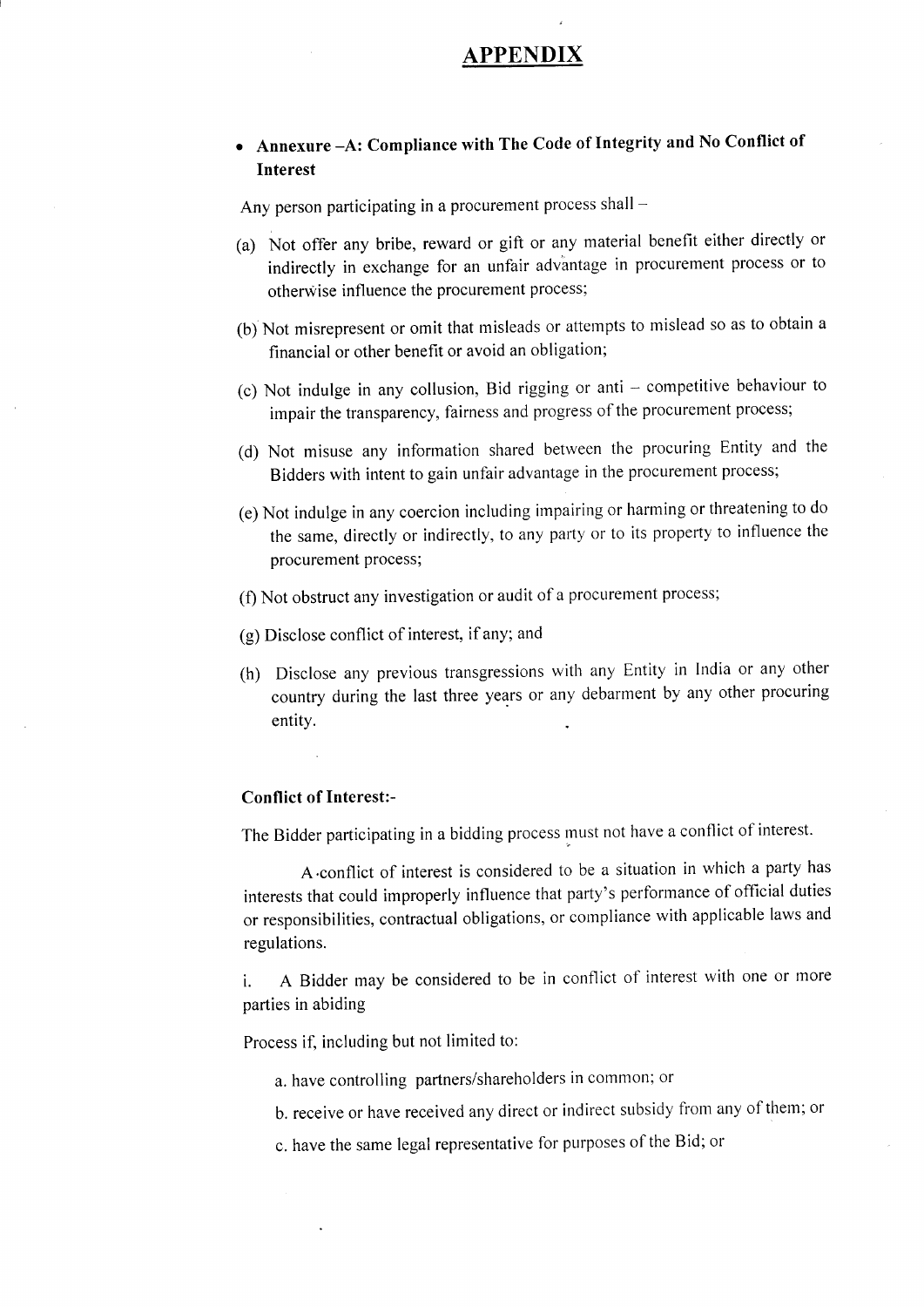# APPENDIX

- **Annexure –A: Compliance with The Code of Integrity and No Conflict of Interest**

Any person participating in a procurement process shall –

(a) Not offer any bribe, reward or gift or any material benefit either directly or indirectly in exchange for an unfair advantage in procurement process or to otherwise influence the procurement process;

(b) Not misrepresent or omit that misleads or attempts to mislead so as to obtain a financial or other benefit or avoid an obligation;

(c) Not indulge in any collusion, Bid rigging or anti – competitive behaviour to impair the transparency, fairness and progress of the procurement process;

(d) Not misuse any information shared between the procuring Entity and the Bidders with intent to gain unfair advantage in the procurement process;

(e) Not indulge in any coercion including impairing or harming or threatening to do the same, directly or indirectly, to any party or to its property to influence the procurement process;

(f) Not obstruct any investigation or audit of a procurement process;

(g) Disclose conflict of interest, if any; and

(h) Disclose any previous transgressions with any Entity in India or any other country during the last three years or any debarment by any other procuring entity.

**Conflict of Interest:-**

The Bidder participating in a bidding process must not have a conflict of interest.

A conflict of interest is considered to be a situation in which a party has interests that could improperly influence that party's performance of official duties or responsibilities, contractual obligations, or compliance with applicable laws and regulations.

i. A Bidder may be considered to be in conflict of interest with one or more parties in abiding

Process if, including but not limited to:

a. have controlling partners/shareholders in common; or

b. receive or have received any direct or indirect subsidy from any of them; or

c. have the same legal representative for purposes of the Bid; or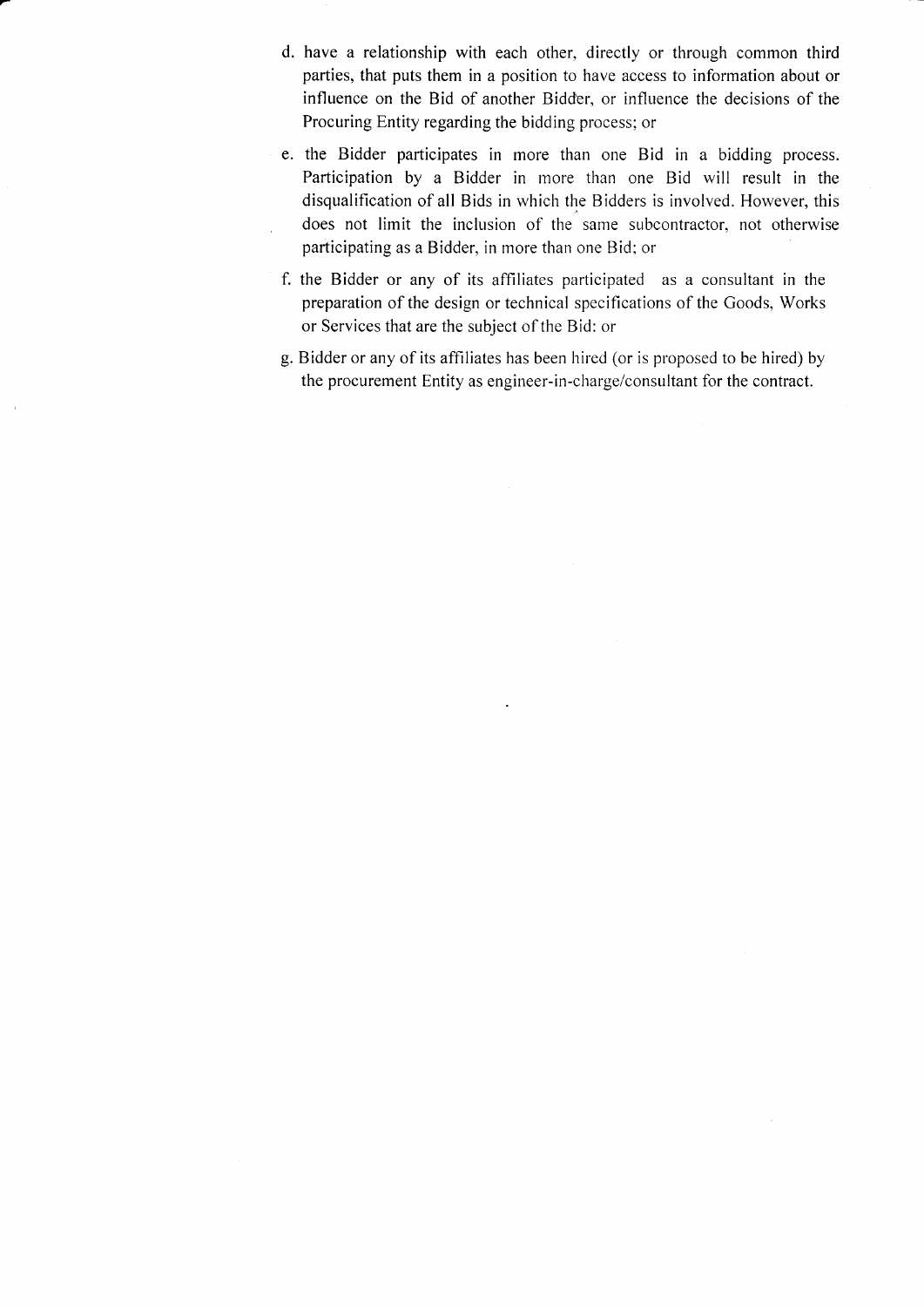d. have a relationship with each other, directly or through common third parties, that puts them in a position to have access to information about or influence on the Bid of another Bidder, or influence the decisions of the Procuring Entity regarding the bidding process; or

e. the Bidder participates in more than one Bid in a bidding process. Participation by a Bidder in more than one Bid will result in the disqualification of all Bids in which the Bidders is involved. However, this does not limit the inclusion of the same subcontractor, not otherwise participating as a Bidder, in more than one Bid; or

f. the Bidder or any of its affiliates participated as a consultant in the preparation of the design or technical specifications of the Goods, Works or Services that are the subject of the Bid: or

g. Bidder or any of its affiliates has been hired (or is proposed to be hired) by the procurement Entity as engineer-in-charge/consultant for the contract.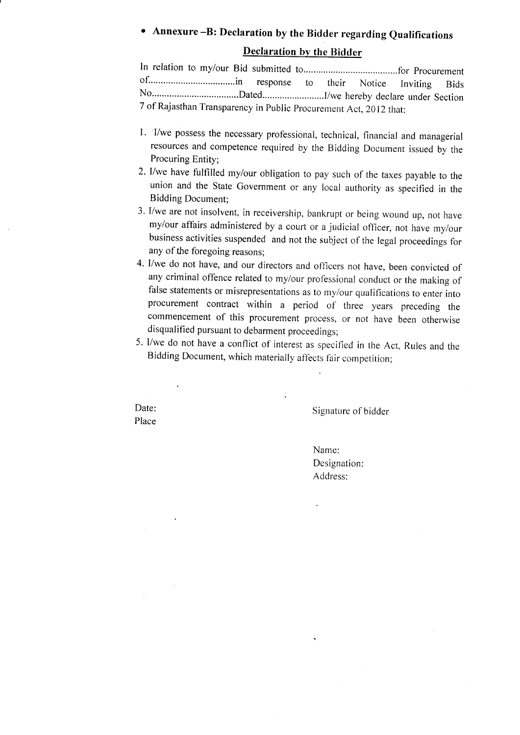- **Annexure –B: Declaration by the Bidder regarding Qualifications**

## Declaration by the Bidder

In relation to my/our Bid submitted to......................................for Procurement of..................................in response to their Notice Inviting Bids No..................................Dated........................I/we hereby declare under Section 7 of Rajasthan Transparency in Public Procurement Act, 2012 that:

1. I/we possess the necessary professional, technical, financial and managerial resources and competence required by the Bidding Document issued by the Procuring Entity;
2. I/we have fulfilled my/our obligation to pay such of the taxes payable to the union and the State Government or any local authority as specified in the Bidding Document;
3. I/we are not insolvent, in receivership, bankrupt or being wound up, not have my/our affairs administered by a court or a judicial officer, not have my/our business activities suspended and not the subject of the legal proceedings for any of the foregoing reasons;
4. I/we do not have, and our directors and officers not have, been convicted of any criminal offence related to my/our professional conduct or the making of false statements or misrepresentations as to my/our qualifications to enter into procurement contract within a period of three years preceding the commencement of this procurement process, or not have been otherwise disqualified pursuant to debarment proceedings;
5. I/we do not have a conflict of interest as specified in the Act, Rules and the Bidding Document, which materially affects fair competition;

Date:

Place

Signature of bidder

Name:

Designation:

Address: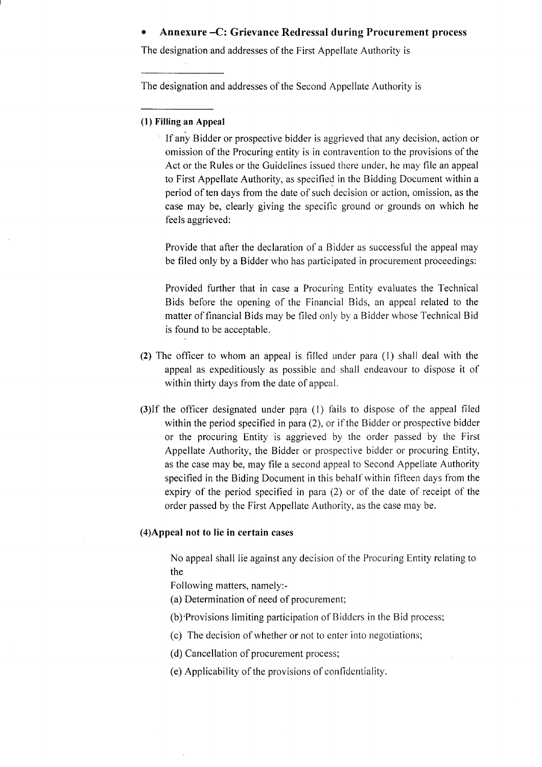- **Annexure –C: Grievance Redressal during Procurement process**

The designation and addresses of the First Appellate Authority is

\_\_\_\_\_\_\_\_\_\_\_\_\_\_\_\_

The designation and addresses of the Second Appellate Authority is

\_\_\_\_\_\_\_\_\_\_\_\_\_\_

**(1) Filling an Appeal**

If any Bidder or prospective bidder is aggrieved that any decision, action or omission of the Procuring entity is in contravention to the provisions of the Act or the Rules or the Guidelines issued there under, he may file an appeal to First Appellate Authority, as specified in the Bidding Document within a period of ten days from the date of such decision or action, omission, as the case may be, clearly giving the specific ground or grounds on which he feels aggrieved:

Provide that after the declaration of a Bidder as successful the appeal may be filed only by a Bidder who has participated in procurement proceedings:

Provided further that in case a Procuring Entity evaluates the Technical Bids before the opening of the Financial Bids, an appeal related to the matter of financial Bids may be filed only by a Bidder whose Technical Bid is found to be acceptable.

**(2)** The officer to whom an appeal is filled under para (1) shall deal with the appeal as expeditiously as possible and shall endeavour to dispose it of within thirty days from the date of appeal.

**(3)**If the officer designated under para (1) fails to dispose of the appeal filed within the period specified in para (2), or if the Bidder or prospective bidder or the procuring Entity is aggrieved by the order passed by the First Appellate Authority, the Bidder or prospective bidder or procuring Entity, as the case may be, may file a second appeal to Second Appellate Authority specified in the Biding Document in this behalf within fifteen days from the expiry of the period specified in para (2) or of the date of receipt of the order passed by the First Appellate Authority, as the case may be.

**(4)Appeal not to lie in certain cases**

No appeal shall lie against any decision of the Procuring Entity relating to the

Following matters, namely:-

(a) Determination of need of procurement;

(b) Provisions limiting participation of Bidders in the Bid process;

(c) The decision of whether or not to enter into negotiations;

(d) Cancellation of procurement process;

(e) Applicability of the provisions of confidentiality.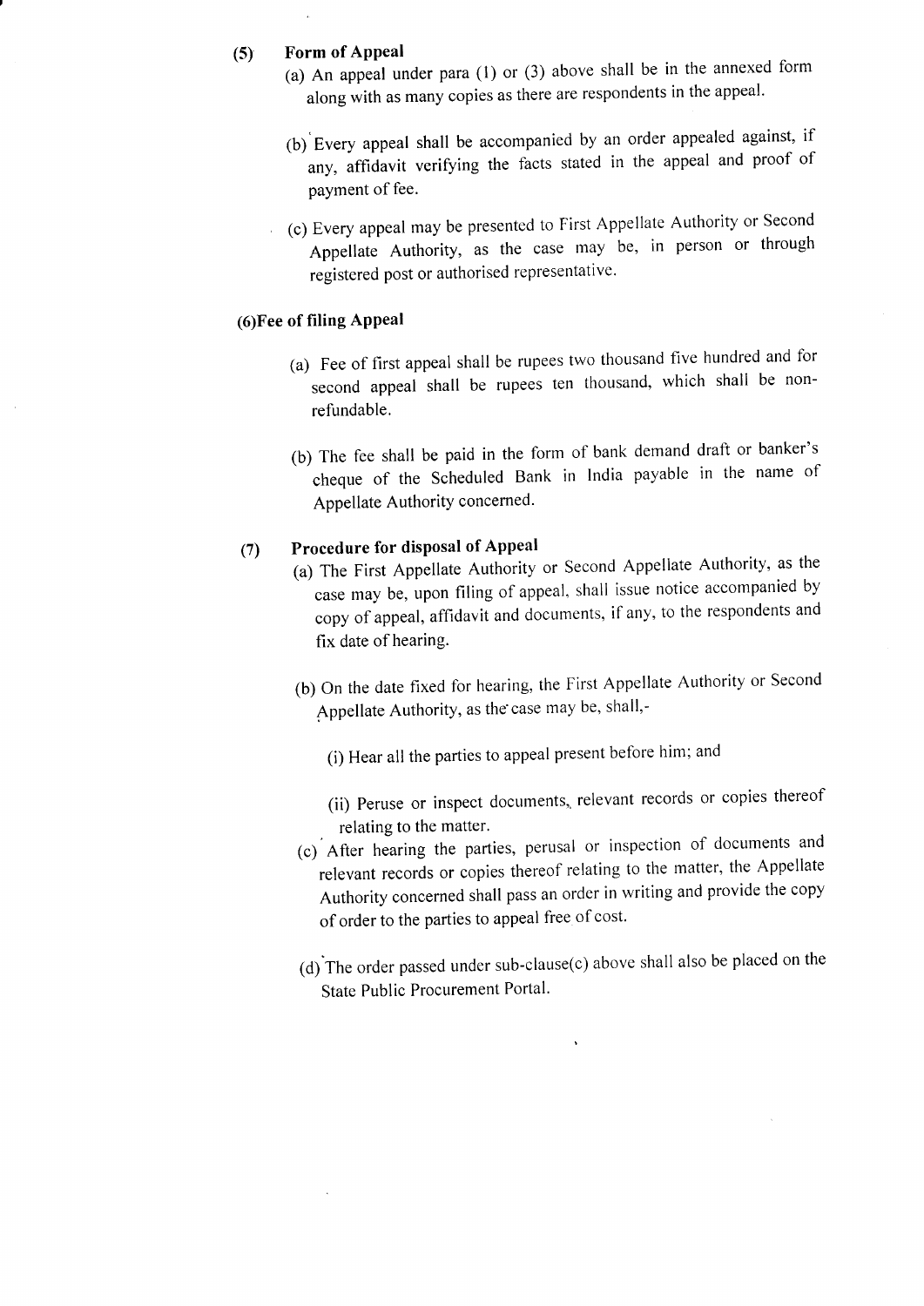**(5) Form of Appeal**

(a) An appeal under para (1) or (3) above shall be in the annexed form along with as many copies as there are respondents in the appeal.

(b) Every appeal shall be accompanied by an order appealed against, if any, affidavit verifying the facts stated in the appeal and proof of payment of fee.

(c) Every appeal may be presented to First Appellate Authority or Second Appellate Authority, as the case may be, in person or through registered post or authorised representative.

**(6) Fee of filing Appeal**

(a) Fee of first appeal shall be rupees two thousand five hundred and for second appeal shall be rupees ten thousand, which shall be non-refundable.

(b) The fee shall be paid in the form of bank demand draft or banker's cheque of the Scheduled Bank in India payable in the name of Appellate Authority concerned.

**(7) Procedure for disposal of Appeal**

(a) The First Appellate Authority or Second Appellate Authority, as the case may be, upon filing of appeal, shall issue notice accompanied by copy of appeal, affidavit and documents, if any, to the respondents and fix date of hearing.

(b) On the date fixed for hearing, the First Appellate Authority or Second Appellate Authority, as the case may be, shall,-

(i) Hear all the parties to appeal present before him; and

(ii) Peruse or inspect documents, relevant records or copies thereof relating to the matter.

(c) After hearing the parties, perusal or inspection of documents and relevant records or copies thereof relating to the matter, the Appellate Authority concerned shall pass an order in writing and provide the copy of order to the parties to appeal free of cost.

(d) The order passed under sub-clause(c) above shall also be placed on the State Public Procurement Portal.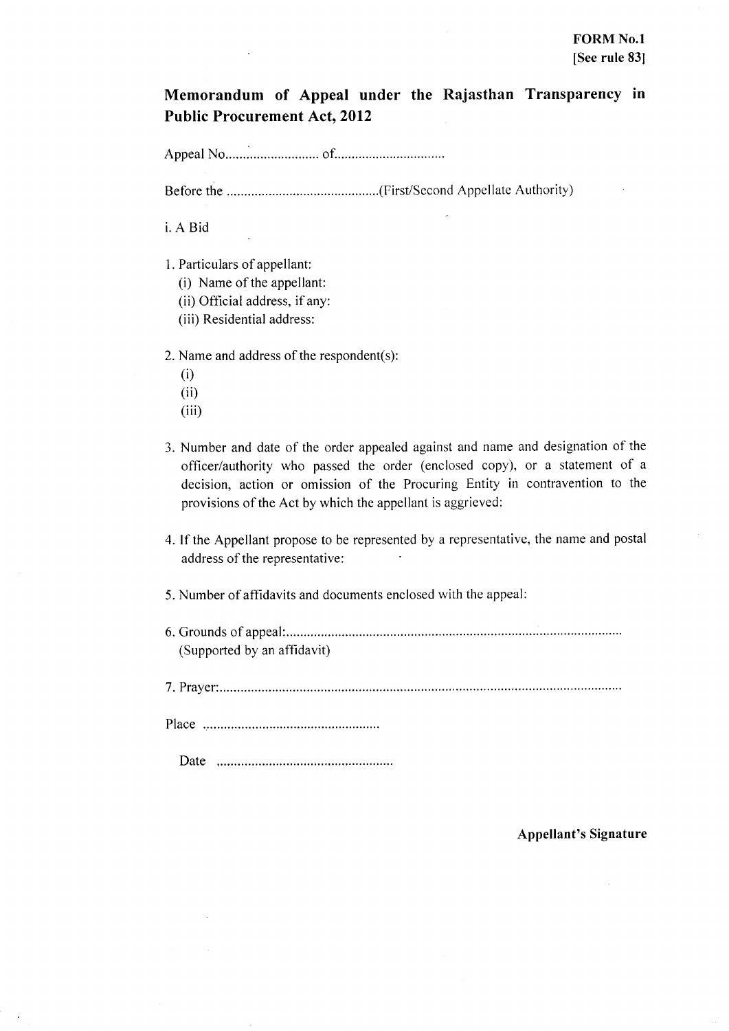**FORM No.1**
**[See rule 83]**

## Memorandum of Appeal under the Rajasthan Transparency in Public Procurement Act, 2012

Appeal No........................... of...............................

Before the ...........................................(First/Second Appellate Authority)

i. A Bid

1. Particulars of appellant:
   (i) Name of the appellant:
   (ii) Official address, if any:
   (iii) Residential address:

2. Name and address of the respondent(s):
   (i)
   (ii)
   (iii)

3. Number and date of the order appealed against and name and designation of the officer/authority who passed the order (enclosed copy), or a statement of a decision, action or omission of the Procuring Entity in contravention to the provisions of the Act by which the appellant is aggrieved:

4. If the Appellant propose to be represented by a representative, the name and postal address of the representative:

5. Number of affidavits and documents enclosed with the appeal:

6. Grounds of appeal:...............................................................................................
   (Supported by an affidavit)

7. Prayer:..................................................................................................................

Place ..................................................

Date ..................................................

**Appellant's Signature**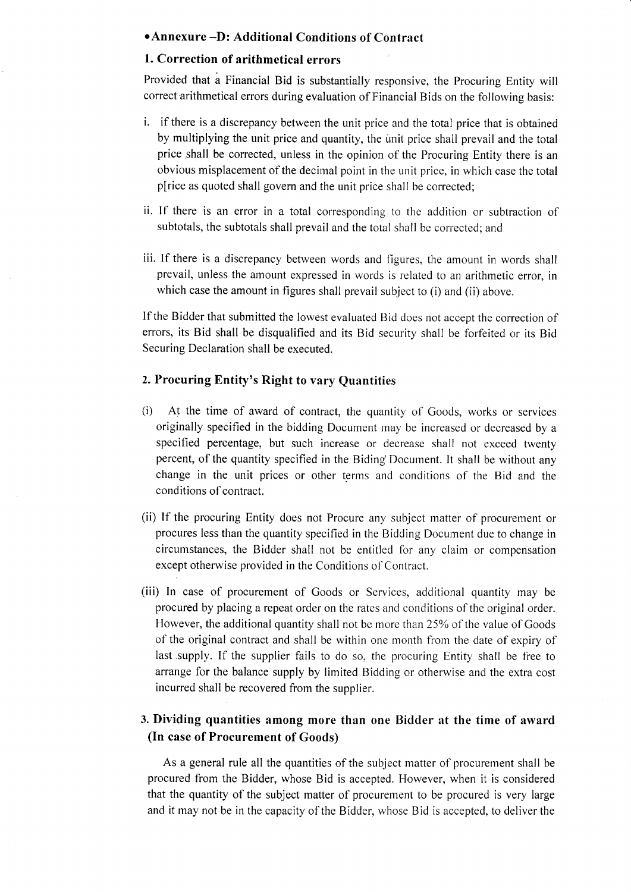## • Annexure –D: Additional Conditions of Contract

### 1. Correction of arithmetical errors

Provided that a Financial Bid is substantially responsive, the Procuring Entity will correct arithmetical errors during evaluation of Financial Bids on the following basis:

i. if there is a discrepancy between the unit price and the total price that is obtained by multiplying the unit price and quantity, the unit price shall prevail and the total price shall be corrected, unless in the opinion of the Procuring Entity there is an obvious misplacement of the decimal point in the unit price, in which case the total p[rice as quoted shall govern and the unit price shall be corrected;

ii. If there is an error in a total corresponding to the addition or subtraction of subtotals, the subtotals shall prevail and the total shall be corrected; and

iii. If there is a discrepancy between words and figures, the amount in words shall prevail, unless the amount expressed in words is related to an arithmetic error, in which case the amount in figures shall prevail subject to (i) and (ii) above.

If the Bidder that submitted the lowest evaluated Bid does not accept the correction of errors, its Bid shall be disqualified and its Bid security shall be forfeited or its Bid Securing Declaration shall be executed.

### 2. Procuring Entity's Right to vary Quantities

(i) At the time of award of contract, the quantity of Goods, works or services originally specified in the bidding Document may be increased or decreased by a specified percentage, but such increase or decrease shall not exceed twenty percent, of the quantity specified in the Biding Document. It shall be without any change in the unit prices or other terms and conditions of the Bid and the conditions of contract.

(ii) If the procuring Entity does not Procure any subject matter of procurement or procures less than the quantity specified in the Bidding Document due to change in circumstances, the Bidder shall not be entitled for any claim or compensation except otherwise provided in the Conditions of Contract.

(iii) In case of procurement of Goods or Services, additional quantity may be procured by placing a repeat order on the rates and conditions of the original order. However, the additional quantity shall not be more than 25% of the value of Goods of the original contract and shall be within one month from the date of expiry of last supply. If the supplier fails to do so, the procuring Entity shall be free to arrange for the balance supply by limited Bidding or otherwise and the extra cost incurred shall be recovered from the supplier.

### 3. Dividing quantities among more than one Bidder at the time of award (In case of Procurement of Goods)

As a general rule all the quantities of the subject matter of procurement shall be procured from the Bidder, whose Bid is accepted. However, when it is considered that the quantity of the subject matter of procurement to be procured is very large and it may not be in the capacity of the Bidder, whose Bid is accepted, to deliver the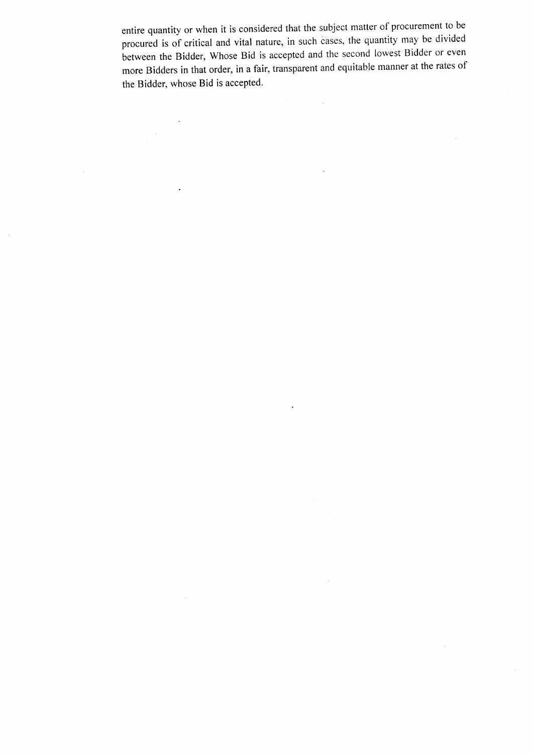entire quantity or when it is considered that the subject matter of procurement to be procured is of critical and vital nature, in such cases, the quantity may be divided between the Bidder, Whose Bid is accepted and the second lowest Bidder or even more Bidders in that order, in a fair, transparent and equitable manner at the rates of the Bidder, whose Bid is accepted.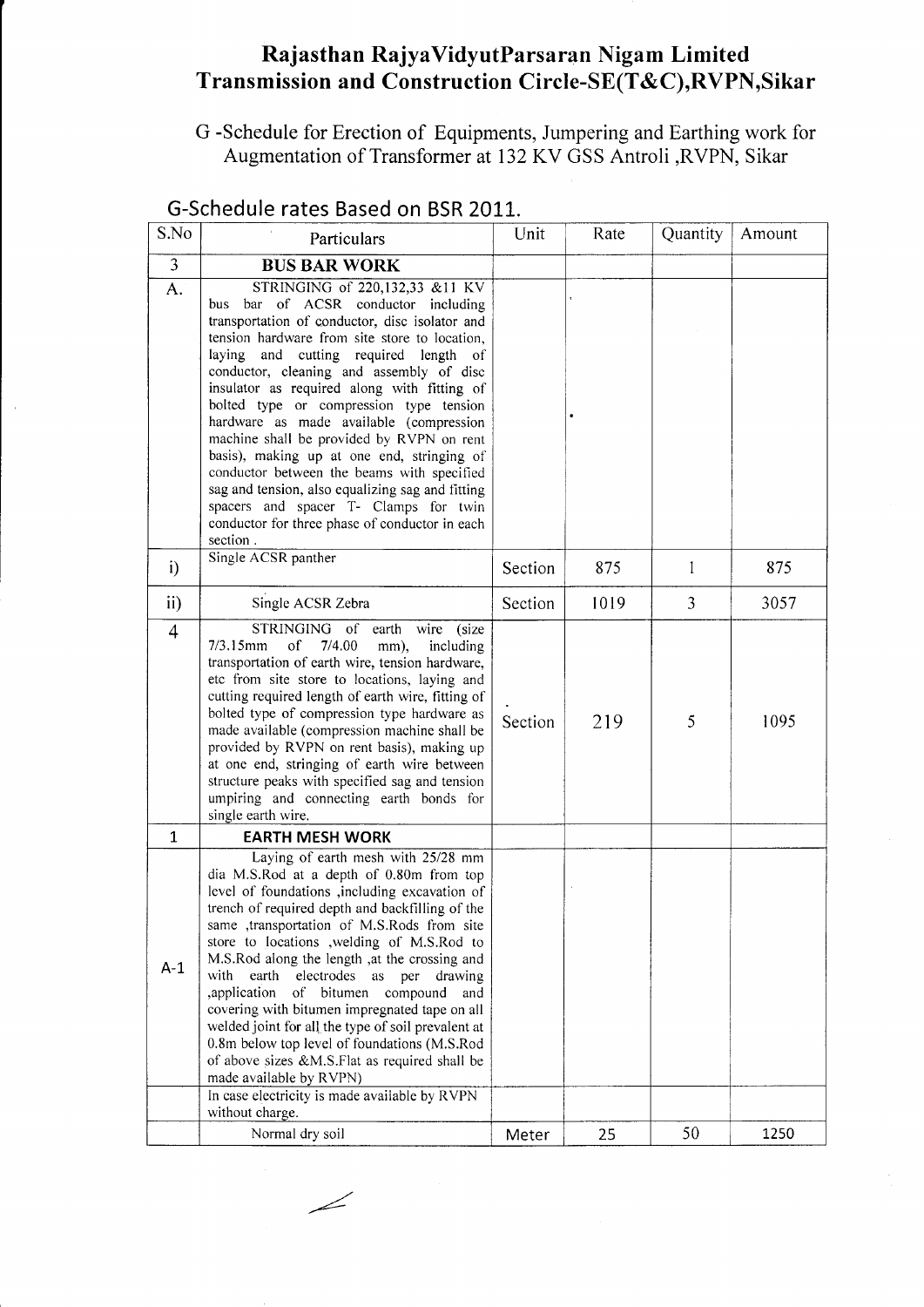# Rajasthan RajyaVidyutParsaran Nigam Limited
## Transmission and Construction Circle-SE(T&C),RVPN,Sikar

G -Schedule for Erection of Equipments, Jumpering and Earthing work for Augmentation of Transformer at 132 KV GSS Antroli ,RVPN, Sikar

### G-Schedule rates Based on BSR 2011.

| S.No | Particulars | Unit | Rate | Quantity | Amount |
|---|---|---|---|---|---|
| 3 | **BUS BAR WORK** | | | | |
| A. | STRINGING of 220,132,33 &11 KV bus bar of ACSR conductor including transportation of conductor, disc isolator and tension hardware from site store to location, laying and cutting required length of conductor, cleaning and assembly of disc insulator as required along with fitting of bolted type or compression type tension hardware as made available (compression machine shall be provided by RVPN on rent basis), making up at one end, stringing of conductor between the beams with specified sag and tension, also equalizing sag and fitting spacers and spacer T- Clamps for twin conductor for three phase of conductor in each section . | | | | |
| i) | Single ACSR panther | Section | 875 | 1 | 875 |
| ii) | Single ACSR Zebra | Section | 1019 | 3 | 3057 |
| 4 | STRINGING of earth wire (size 7/3.15mm of 7/4.00 mm), including transportation of earth wire, tension hardware, etc from site store to locations, laying and cutting required length of earth wire, fitting of bolted type of compression type hardware as made available (compression machine shall be provided by RVPN on rent basis), making up at one end, stringing of earth wire between structure peaks with specified sag and tension umpiring and connecting earth bonds for single earth wire. | Section | 219 | 5 | 1095 |
| 1 | **EARTH MESH WORK** | | | | |
| A-1 | Laying of earth mesh with 25/28 mm dia M.S.Rod at a depth of 0.80m from top level of foundations ,including excavation of trench of required depth and backfilling of the same ,transportation of M.S.Rods from site store to locations ,welding of M.S.Rod to M.S.Rod along the length ,at the crossing and with earth electrodes as per drawing ,application of bitumen compound and covering with bitumen impregnated tape on all welded joint for all the type of soil prevalent at 0.8m below top level of foundations (M.S.Rod of above sizes &M.S.Flat as required shall be made available by RVPN) | | | | |
| | In case electricity is made available by RVPN without charge. | | | | |
| | Normal dry soil | Meter | 25 | 50 | 1250 |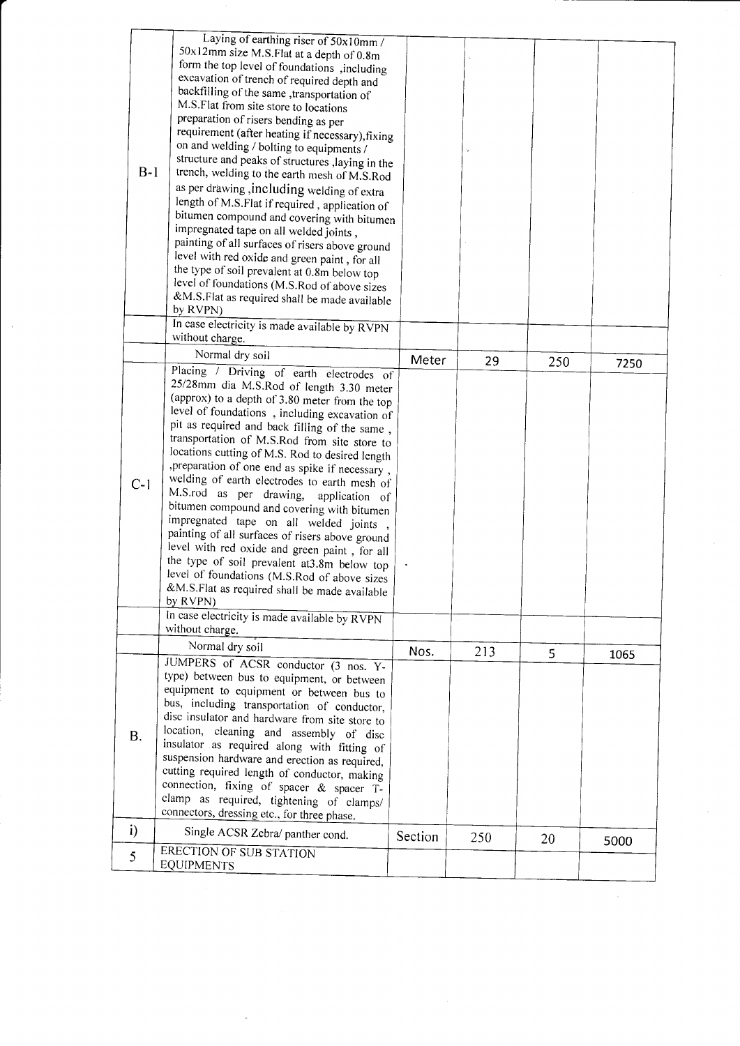| | | | | | |
|---|---|---|---|---|---|
| B-1 | Laying of earthing riser of 50x10mm / 50x12mm size M.S.Flat at a depth of 0.8m form the top level of foundations ,including excavation of trench of required depth and backfilling of the same ,transportation of M.S.Flat from site store to locations preparation of risers bending as per requirement (after heating if necessary),fixing on and welding / bolting to equipments / structure and peaks of structures ,laying in the trench, welding to the earth mesh of M.S.Rod as per drawing ,including welding of extra length of M.S.Flat if required , application of bitumen compound and covering with bitumen impregnated tape on all welded joints , painting of all surfaces of risers above ground level with red oxide and green paint , for all the type of soil prevalent at 0.8m below top level of foundations (M.S.Rod of above sizes &M.S.Flat as required shall be made available by RVPN) | | | | |
| | In case electricity is made available by RVPN without charge. | | | | |
| | Normal dry soil | Meter | 29 | 250 | 7250 |
| C-1 | Placing / Driving of earth electrodes of 25/28mm dia M.S.Rod of length 3.30 meter (approx) to a depth of 3.80 meter from the top level of foundations , including excavation of pit as required and back filling of the same , transportation of M.S.Rod from site store to locations cutting of M.S. Rod to desired length ,preparation of one end as spike if necessary , welding of earth electrodes to earth mesh of M.S.rod as per drawing, application of bitumen compound and covering with bitumen impregnated tape on all welded joints , painting of all surfaces of risers above ground level with red oxide and green paint , for all the type of soil prevalent at3.8m below top level of foundations (M.S.Rod of above sizes &M.S.Flat as required shall be made available by RVPN) | | | | |
| | In case electricity is made available by RVPN without charge. | | | | |
| | Normal dry soil | Nos. | 213 | 5 | 1065 |
| B. | JUMPERS of ACSR conductor (3 nos. Y-type) between bus to equipment, or between equipment to equipment or between bus to bus, including transportation of conductor, disc insulator and hardware from site store to location, cleaning and assembly of disc insulator as required along with fitting of suspension hardware and erection as required, cutting required length of conductor, making connection, fixing of spacer & spacer T-clamp as required, tightening of clamps/ connectors, dressing etc., for three phase. | | | | |
| i) | Single ACSR Zebra/ panther cond. | Section | 250 | 20 | 5000 |
| 5 | ERECTION OF SUB STATION EQUIPMENTS | | | | |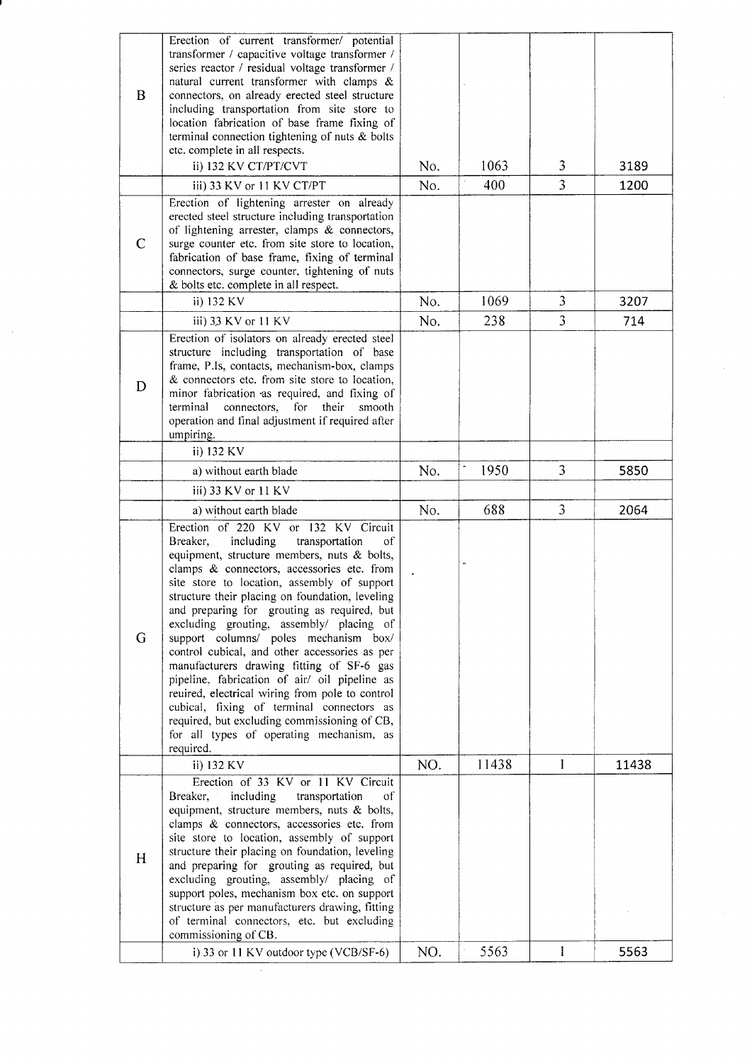| B | Erection of current transformer/ potential transformer / capacitive voltage transformer / series reactor / residual voltage transformer / natural current transformer with clamps & connectors, on already erected steel structure including transportation from site store to location fabrication of base frame fixing of terminal connection tightening of nuts & bolts etc. complete in all respects. ii) 132 KV CT/PT/CVT | No. | 1063 | 3 | 3189 |
|---|---|---|---|---|---|
| | iii) 33 KV or 11 KV CT/PT | No. | 400 | 3 | 1200 |
| C | Erection of lightening arrester on already erected steel structure including transportation of lightening arrester, clamps & connectors, surge counter etc. from site store to location, fabrication of base frame, fixing of terminal connectors, surge counter, tightening of nuts & bolts etc. complete in all respect. | | | | |
| | ii) 132 KV | No. | 1069 | 3 | 3207 |
| | iii) 33 KV or 11 KV | No. | 238 | 3 | 714 |
| D | Erection of isolators on already erected steel structure including transportation of base frame, P.Is, contacts, mechanism-box, clamps & connectors etc. from site store to location, minor fabrication as required, and fixing of terminal connectors, for their smooth operation and final adjustment if required after umpiring. | | | | |
| | ii) 132 KV | | | | |
| | a) without earth blade | No. | 1950 | 3 | 5850 |
| | iii) 33 KV or 11 KV | | | | |
| | a) without earth blade | No. | 688 | 3 | 2064 |
| G | Erection of 220 KV or 132 KV Circuit Breaker, including transportation of equipment, structure members, nuts & bolts, clamps & connectors, accessories etc. from site store to location, assembly of support structure their placing on foundation, leveling and preparing for grouting as required, but excluding grouting, assembly/ placing of support columns/ poles mechanism box/ control cubical, and other accessories as per manufacturers drawing fitting of SF-6 gas pipeline, fabrication of air/ oil pipeline as reuired, electrical wiring from pole to control cubical, fixing of terminal connectors as required, but excluding commissioning of CB, for all types of operating mechanism, as required. | | | | |
| | ii) 132 KV | NO. | 11438 | 1 | 11438 |
| H | Erection of 33 KV or 11 KV Circuit Breaker, including transportation of equipment, structure members, nuts & bolts, clamps & connectors, accessories etc. from site store to location, assembly of support structure their placing on foundation, leveling and preparing for grouting as required, but excluding grouting, assembly/ placing of support poles, mechanism box etc. on support structure as per manufacturers drawing, fitting of terminal connectors, etc. but excluding commissioning of CB. | | | | |
| | i) 33 or 11 KV outdoor type (VCB/SF-6) | NO. | 5563 | 1 | 5563 |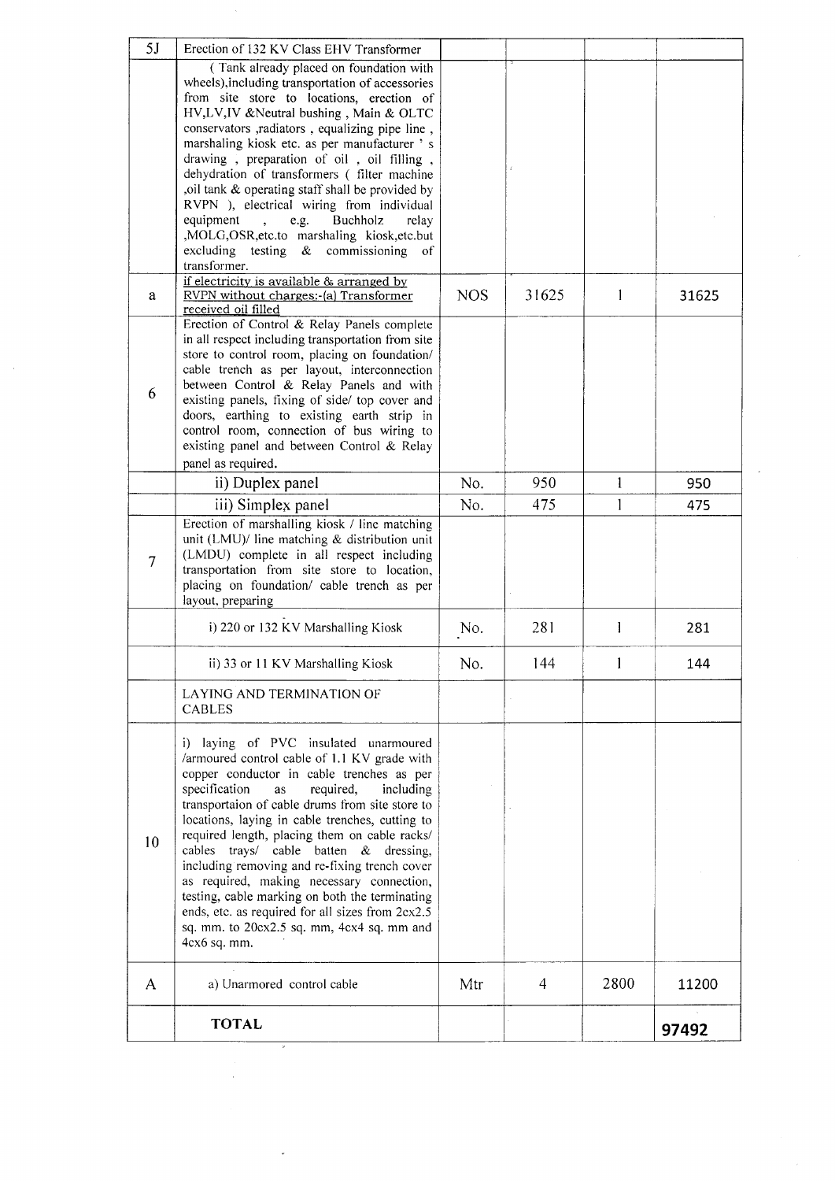| 5J | Erection of 132 KV Class EHV Transformer | | | | |
|---|---|---|---|---|---|
| | ( Tank already placed on foundation with wheels),including transportation of accessories from site store to locations, erection of HV,LV,IV &Neutral bushing , Main & OLTC conservators ,radiators , equalizing pipe line , marshaling kiosk etc. as per manufacturer ' s drawing , preparation of oil , oil filling , dehydration of transformers ( filter machine ,oil tank & operating staff shall be provided by RVPN ), electrical wiring from individual equipment , e.g. Buchholz relay ,MOLG,OSR,etc.to marshaling kiosk,etc.but excluding testing & commissioning of transformer. | | | | |
| a | if electricity is available & arranged by RVPN without charges:-(a) Transformer received oil filled | NOS | 31625 | 1 | 31625 |
| 6 | Erection of Control & Relay Panels complete in all respect including transportation from site store to control room, placing on foundation/ cable trench as per layout, interconnection between Control & Relay Panels and with existing panels, fixing of side/ top cover and doors, earthing to existing earth strip in control room, connection of bus wiring to existing panel and between Control & Relay panel as required. | | | | |
| | ii) Duplex panel | No. | 950 | 1 | 950 |
| | iii) Simplex panel | No. | 475 | 1 | 475 |
| 7 | Erection of marshalling kiosk / line matching unit (LMU)/ line matching & distribution unit (LMDU) complete in all respect including transportation from site store to location, placing on foundation/ cable trench as per layout, preparing | | | | |
| | i) 220 or 132 KV Marshalling Kiosk | No. | 281 | 1 | 281 |
| | ii) 33 or 11 KV Marshalling Kiosk | No. | 144 | 1 | 144 |
| | LAYING AND TERMINATION OF CABLES | | | | |
| 10 | i) laying of PVC insulated unarmoured /armoured control cable of 1.1 KV grade with copper conductor in cable trenches as per specification as required, including transportaion of cable drums from site store to locations, laying in cable trenches, cutting to required length, placing them on cable racks/ cables trays/ cable batten & dressing, including removing and re-fixing trench cover as required, making necessary connection, testing, cable marking on both the terminating ends, etc. as required for all sizes from 2cx2.5 sq. mm. to 20cx2.5 sq. mm, 4cx4 sq. mm and 4cx6 sq. mm. | | | | |
| A | a) Unarmored control cable | Mtr | 4 | 2800 | 11200 |
| | **TOTAL** | | | | **97492** |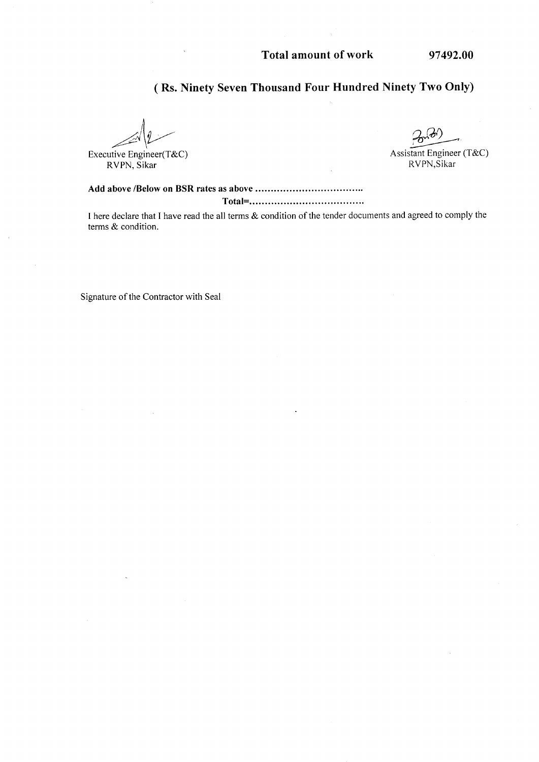**Total amount of work** **97492.00**

**( Rs. Ninety Seven Thousand Four Hundred Ninety Two Only)**

Executive Engineer(T&C)
RVPN, Sikar

Assistant Engineer (T&C)
RVPN,Sikar

**Add above /Below on BSR rates as above ..................................**

**Total=....................................**

I here declare that I have read the all terms & condition of the tender documents and agreed to comply the terms & condition.

Signature of the Contractor with Seal